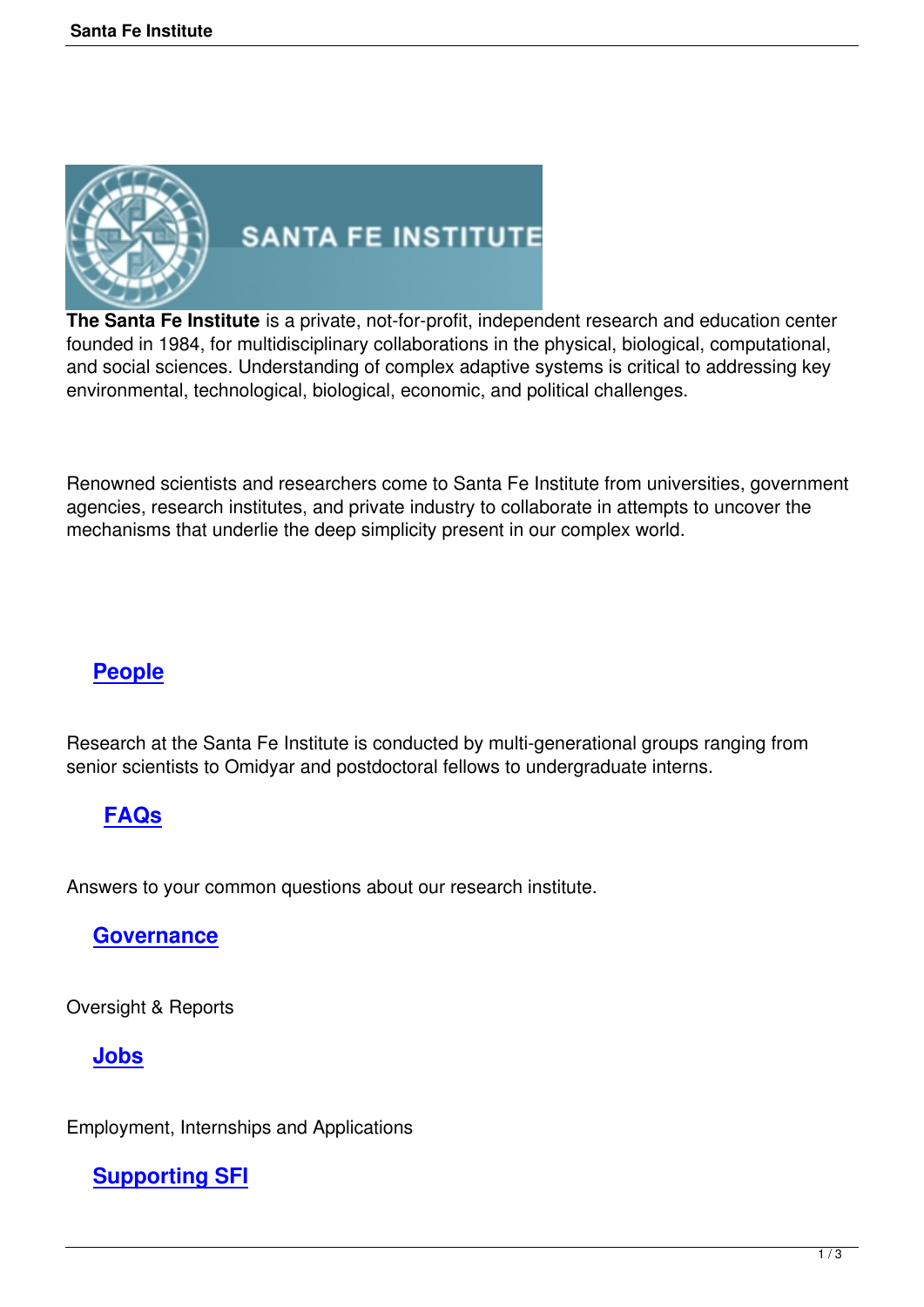**The Santa Fe Institute** is a private, not-for-profit, independent research and education center founded in 1984, for multidisciplinary collaborations in the physical, biological, computational, and social sciences. Understanding of complex adaptive systems is critical to addressing key environmental, technological, biological, economic, and political challenges.

Renowned scientists and researchers come to Santa Fe Institute from universities, government agencies, research institutes, and private industry to collaborate in attempts to uncover the mechanisms that underlie the deep simplicity present in our complex world.

## People

Research at the Santa Fe Institute is conducted by multi-generational groups ranging from senior scientists to Omidyar and postdoctoral fellows to undergraduate interns.

## FAQs

Answers to your common questions about our research institute.

## Governance

Oversight & Reports

## Jobs

Employment, Internships and Applications

## Supporting SFI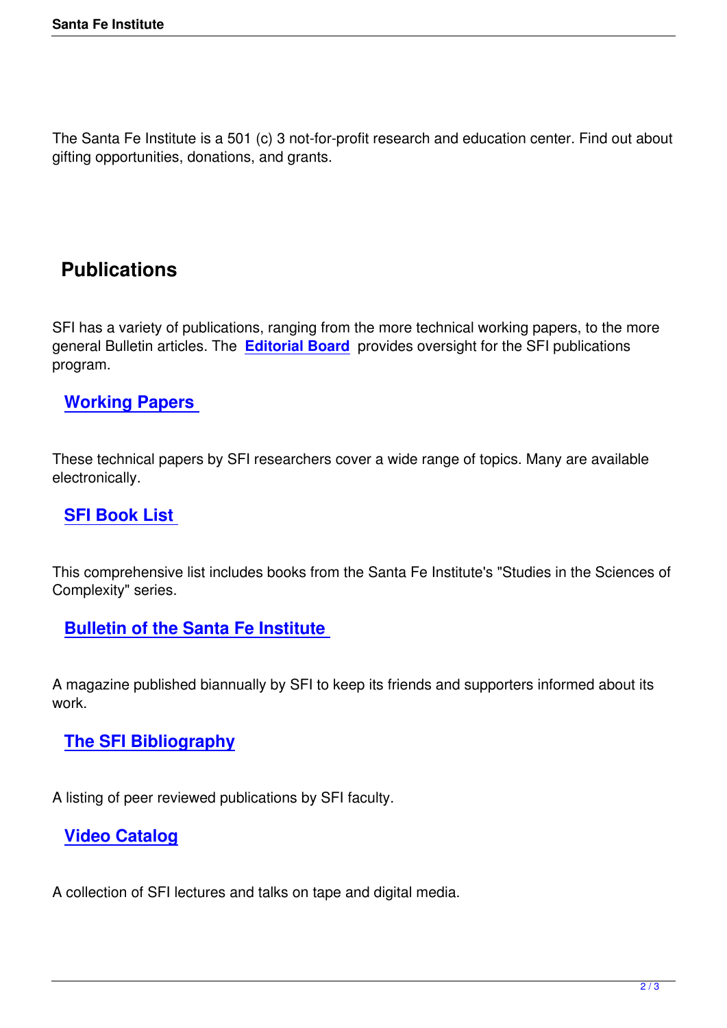The Santa Fe Institute is a 501 (c) 3 not-for-profit research and education center. Find out about gifting opportunities, donations, and grants.

## Publications

SFI has a variety of publications, ranging from the more technical working papers, to the more general Bulletin articles. The **Editorial Board** provides oversight for the SFI publications program.

### Working Papers

These technical papers by SFI researchers cover a wide range of topics. Many are available electronically.

### SFI Book List

This comprehensive list includes books from the Santa Fe Institute's "Studies in the Sciences of Complexity" series.

### Bulletin of the Santa Fe Institute

A magazine published biannually by SFI to keep its friends and supporters informed about its work.

### The SFI Bibliography

A listing of peer reviewed publications by SFI faculty.

### Video Catalog

A collection of SFI lectures and talks on tape and digital media.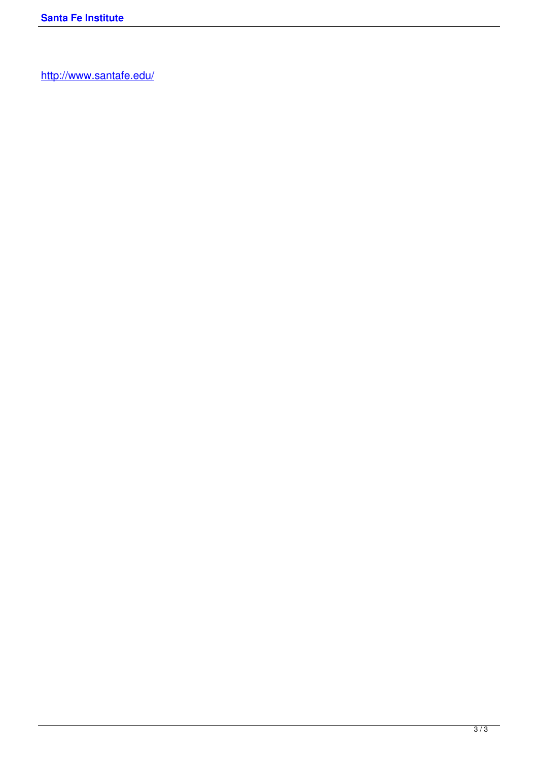http://www.santafe.edu/